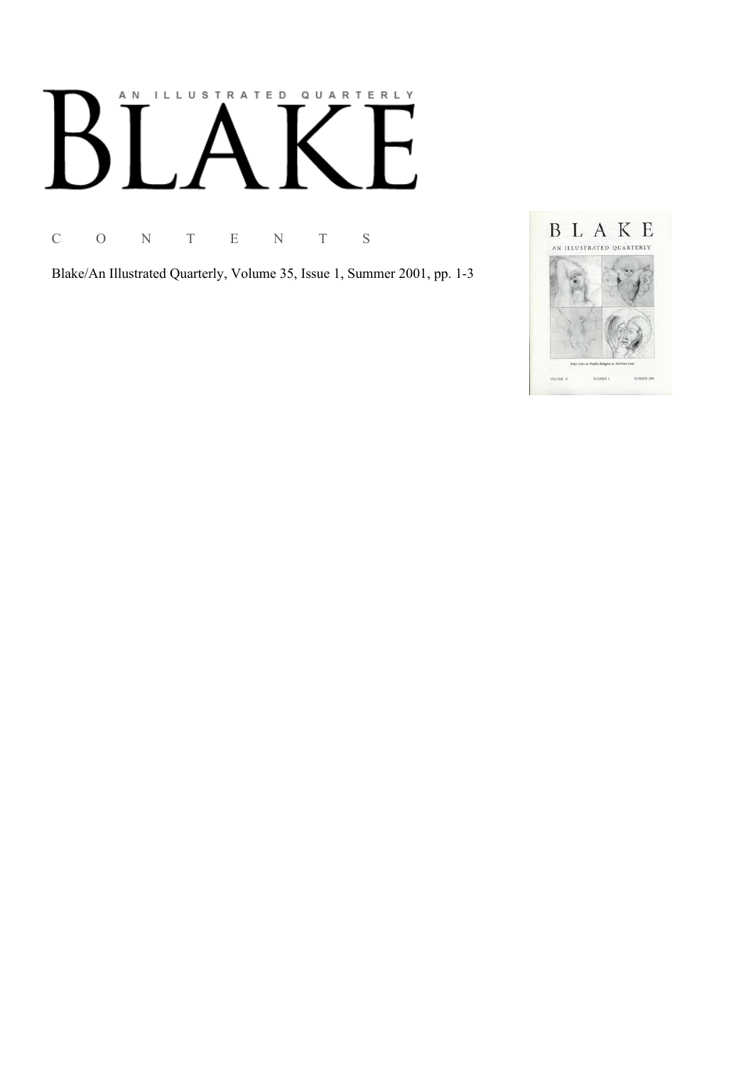# AN ILLUSTRATED QUARTERLY BLAKE

C O N T E N T S

Blake/An Illustrated Quarterly, Volume 35, Issue 1, Summer 2001, pp. 1-3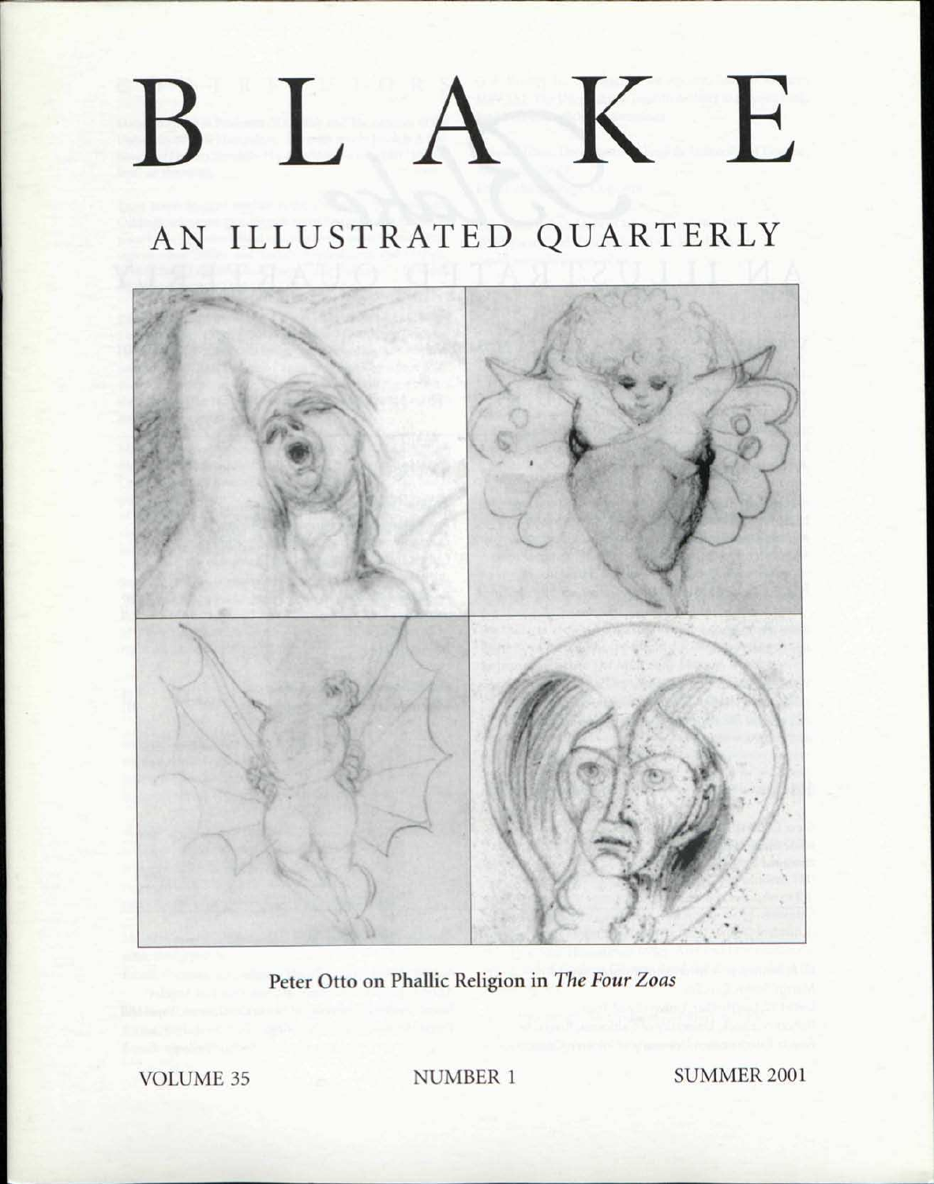# BLAKE

## AN ILLUSTRATED QUARTERLY

Peter Otto on Phallic Religion in *The Four Zoas*

VOLUME 35 NUMBER 1 SUMMER 2001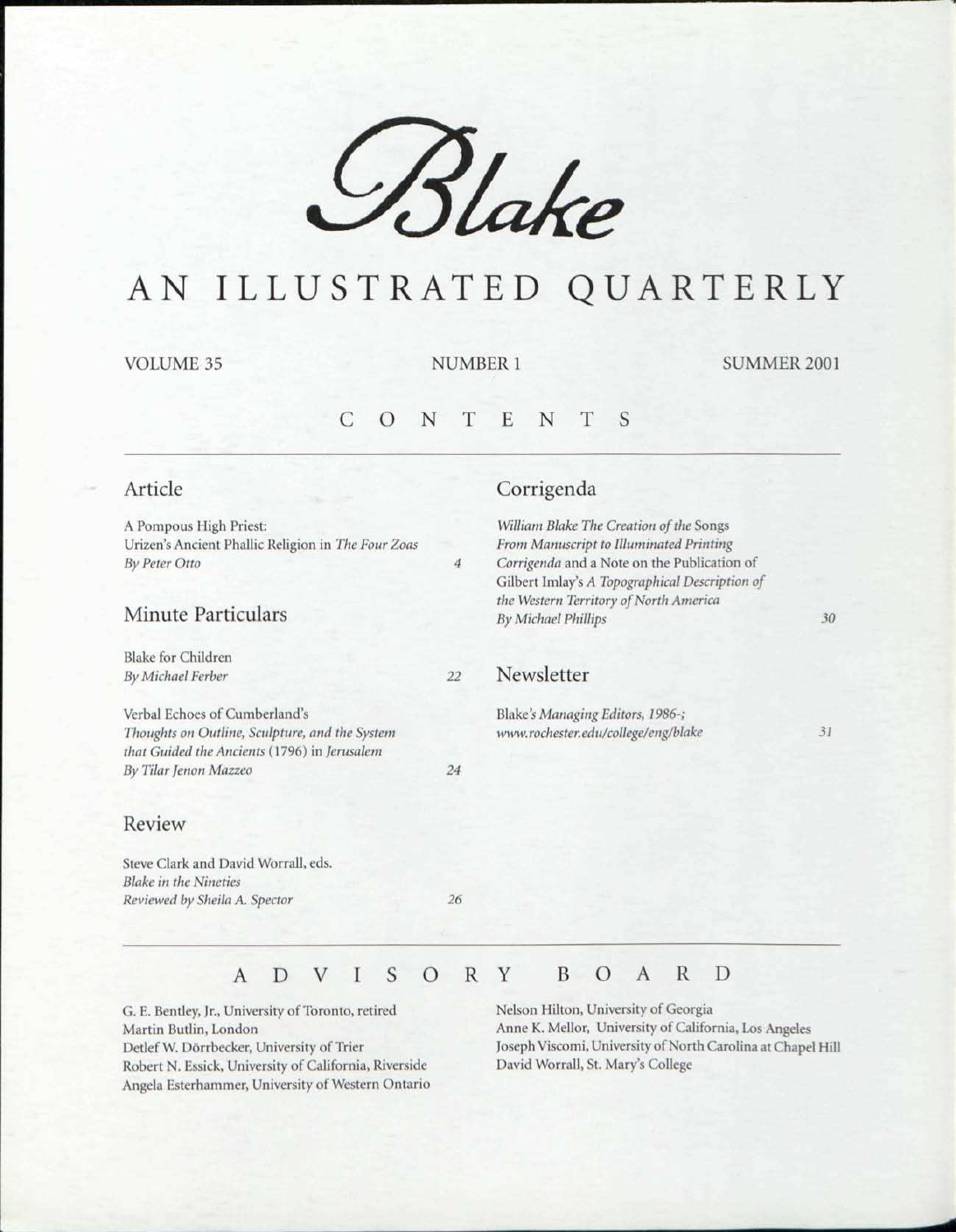# *Blake*

# AN ILLUSTRATED QUARTERLY

VOLUME 35 NUMBER 1 SUMMER 2001

## CONTENTS

### Article

A Pompous High Priest:
Urizen's Ancient Phallic Religion in *The Four Zoas*
*By Peter Otto* 4

### Minute Particulars

Blake for Children
*By Michael Ferber* 22

Verbal Echoes of Cumberland's
*Thoughts on Outline, Sculpture, and the System that Guided the Ancients* (1796) in *Jerusalem*
*By Tilar Jenon Mazzeo* 24

### Review

Steve Clark and David Worrall, eds.
*Blake in the Nineties*
*Reviewed by Sheila A. Spector* 26

### Corrigenda

*William Blake The Creation of the* Songs
*From Manuscript to Illuminated Printing*
*Corrigenda* and a Note on the Publication of
Gilbert Imlay's *A Topographical Description of the Western Territory of North America*
*By Michael Phillips* 30

### Newsletter

Blake*'s Managing Editors, 1986-;*
*www.rochester.edu/college/eng/blake* 31

## ADVISORY BOARD

G. E. Bentley, Jr., University of Toronto, retired
Martin Butlin, London
Detlef W. Dörrbecker, University of Trier
Robert N. Essick, University of California, Riverside
Angela Esterhammer, University of Western Ontario
Nelson Hilton, University of Georgia
Anne K. Mellor, University of California, Los Angeles
Joseph Viscomi, University of North Carolina at Chapel Hill
David Worrall, St. Mary's College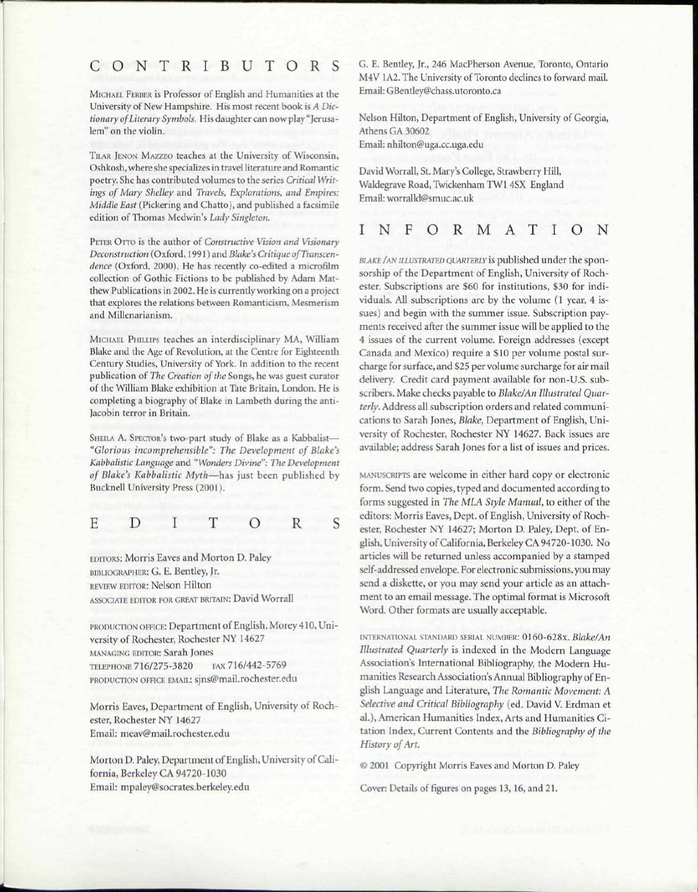# CONTRIBUTORS

Michael Ferber is Professor of English and Humanities at the University of New Hampshire. His most recent book is *A Dictionary of Literary Symbols.* His daughter can now play "Jerusalem" on the violin.

Tilar Jenon Mazzeo teaches at the University of Wisconsin, Oshkosh, where she specializes in travel literature and Romantic poetry. She has contributed volumes to the series *Critical Writings of Mary Shelley* and *Travels, Explorations, and Empires: Middle East* (Pickering and Chatto), and published a facsimile edition of Thomas Medwin's *Lady Singleton.*

Peter Otto is the author of *Constructive Vision and Visionary Deconstruction* (Oxford, 1991) and *Blake's Critique of Transcendence* (Oxford, 2000). He has recently co-edited a microfilm collection of Gothic Fictions to be published by Adam Matthew Publications in 2002. He is currently working on a project that explores the relations between Romanticism, Mesmerism and Millenarianism.

Michael Phillips teaches an interdisciplinary MA, William Blake and the Age of Revolution, at the Centre for Eighteenth Century Studies, University of York. In addition to the recent publication of *The Creation of the* Songs, he was guest curator of the William Blake exhibition at Tate Britain, London. He is completing a biography of Blake in Lambeth during the anti-Jacobin terror in Britain.

Sheila A. Spector's two-part study of Blake as a Kabbalist—*"Glorious incomprehensible": The Development of Blake's Kabbalistic Language* and *"Wonders Divine": The Development of Blake's Kabbalistic Myth*—has just been published by Bucknell University Press (2001).

# EDITORS

EDITORS: Morris Eaves and Morton D. Paley
BIBLIOGRAPHER: G. E. Bentley, Jr.
REVIEW EDITOR: Nelson Hilton
ASSOCIATE EDITOR FOR GREAT BRITAIN: David Worrall

PRODUCTION OFFICE: Department of English, Morey 410, University of Rochester, Rochester NY 14627
MANAGING EDITOR: Sarah Jones
TELEPHONE 716/275-3820 FAX 716/442-5769
PRODUCTION OFFICE EMAIL: sjns@mail.rochester.edu

Morris Eaves, Department of English, University of Rochester, Rochester NY 14627
Email: meav@mail.rochester.edu

Morton D. Paley, Department of English, University of California, Berkeley CA 94720-1030
Email: mpaley@socrates.berkeley.edu

G. E. Bentley, Jr., 246 MacPherson Avenue, Toronto, Ontario M4V 1A2. The University of Toronto declines to forward mail.
Email: GBentley@chass.utoronto.ca

Nelson Hilton, Department of English, University of Georgia, Athens GA 30602
Email: nhilton@uga.cc.uga.edu

David Worrall, St. Mary's College, Strawberry Hill, Waldegrave Road, Twickenham TW1 4SX England
Email: worralld@smuc.ac.uk

# INFORMATION

*BLAKE / AN ILLUSTRATED QUARTERLY* is published under the sponsorship of the Department of English, University of Rochester. Subscriptions are $60 for institutions, $30 for individuals. All subscriptions are by the volume (1 year, 4 issues) and begin with the summer issue. Subscription payments received after the summer issue will be applied to the 4 issues of the current volume. Foreign addresses (except Canada and Mexico) require a $10 per volume postal surcharge for surface, and $25 per volume surcharge for air mail delivery. Credit card payment available for non-U.S. subscribers. Make checks payable to *Blake/An Illustrated Quarterly*. Address all subscription orders and related communications to Sarah Jones, *Blake*, Department of English, University of Rochester, Rochester NY 14627. Back issues are available; address Sarah Jones for a list of issues and prices.

MANUSCRIPTS are welcome in either hard copy or electronic form. Send two copies, typed and documented according to forms suggested in *The MLA Style Manual*, to either of the editors: Morris Eaves, Dept. of English, University of Rochester, Rochester NY 14627; Morton D. Paley, Dept. of English, University of California, Berkeley CA 94720-1030. No articles will be returned unless accompanied by a stamped self-addressed envelope. For electronic submissions, you may send a diskette, or you may send your article as an attachment to an email message. The optimal format is Microsoft Word. Other formats are usually acceptable.

INTERNATIONAL STANDARD SERIAL NUMBER: 0160-628x. *Blake/An Illustrated Quarterly* is indexed in the Modern Language Association's International Bibliography, the Modern Humanities Research Association's Annual Bibliography of English Language and Literature, *The Romantic Movement: A Selective and Critical Bibliography* (ed. David V. Erdman et al.), American Humanities Index, Arts and Humanities Citation Index, Current Contents and the *Bibliography of the History of Art*.

© 2001 Copyright Morris Eaves and Morton D. Paley

Cover: Details of figures on pages 13, 16, and 21.